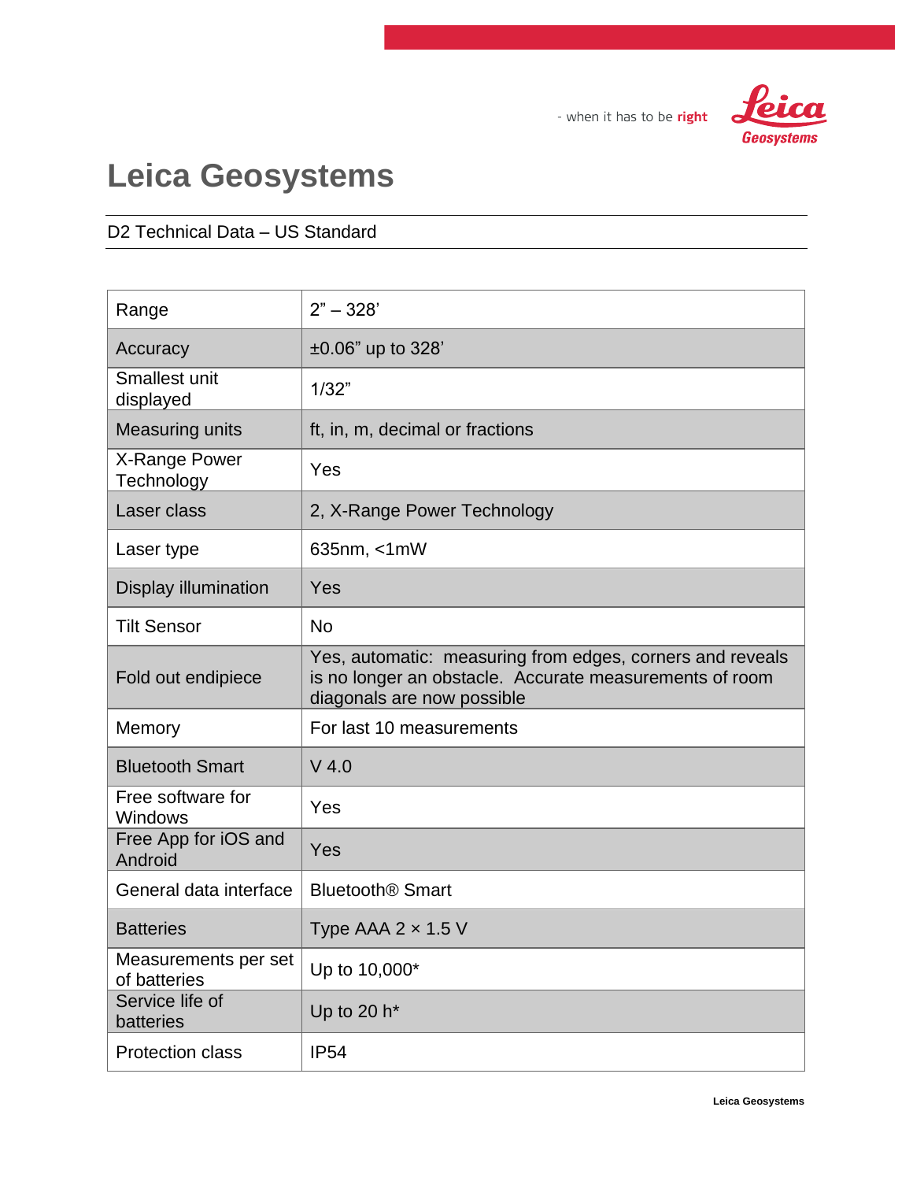- when it has to be **right**

# Leica Geosystems

D2 Technical Data – US Standard

| Range | 2" – 328' |
|---|---|
| Accuracy | ±0.06" up to 328' |
| Smallest unit displayed | 1/32" |
| Measuring units | ft, in, m, decimal or fractions |
| X-Range Power Technology | Yes |
| Laser class | 2, X-Range Power Technology |
| Laser type | 635nm, <1mW |
| Display illumination | Yes |
| Tilt Sensor | No |
| Fold out endipiece | Yes, automatic: measuring from edges, corners and reveals is no longer an obstacle. Accurate measurements of room diagonals are now possible |
| Memory | For last 10 measurements |
| Bluetooth Smart | V 4.0 |
| Free software for Windows | Yes |
| Free App for iOS and Android | Yes |
| General data interface | Bluetooth® Smart |
| Batteries | Type AAA 2 × 1.5 V |
| Measurements per set of batteries | Up to 10,000* |
| Service life of batteries | Up to 20 h* |
| Protection class | IP54 |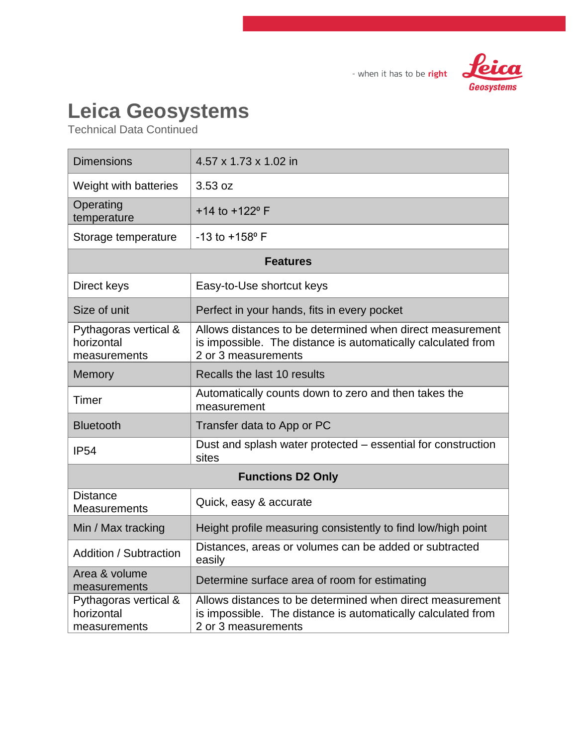- when it has to be **right**

# Leica Geosystems

Technical Data Continued

| Dimensions | 4.57 x 1.73 x 1.02 in |
|---|---|
| Weight with batteries | 3.53 oz |
| Operating temperature | +14 to +122º F |
| Storage temperature | -13 to +158º F |
| **Features** | |
| Direct keys | Easy-to-Use shortcut keys |
| Size of unit | Perfect in your hands, fits in every pocket |
| Pythagoras vertical & horizontal measurements | Allows distances to be determined when direct measurement is impossible. The distance is automatically calculated from 2 or 3 measurements |
| Memory | Recalls the last 10 results |
| Timer | Automatically counts down to zero and then takes the measurement |
| Bluetooth | Transfer data to App or PC |
| IP54 | Dust and splash water protected – essential for construction sites |
| **Functions D2 Only** | |
| Distance Measurements | Quick, easy & accurate |
| Min / Max tracking | Height profile measuring consistently to find low/high point |
| Addition / Subtraction | Distances, areas or volumes can be added or subtracted easily |
| Area & volume measurements | Determine surface area of room for estimating |
| Pythagoras vertical & horizontal measurements | Allows distances to be determined when direct measurement is impossible. The distance is automatically calculated from 2 or 3 measurements |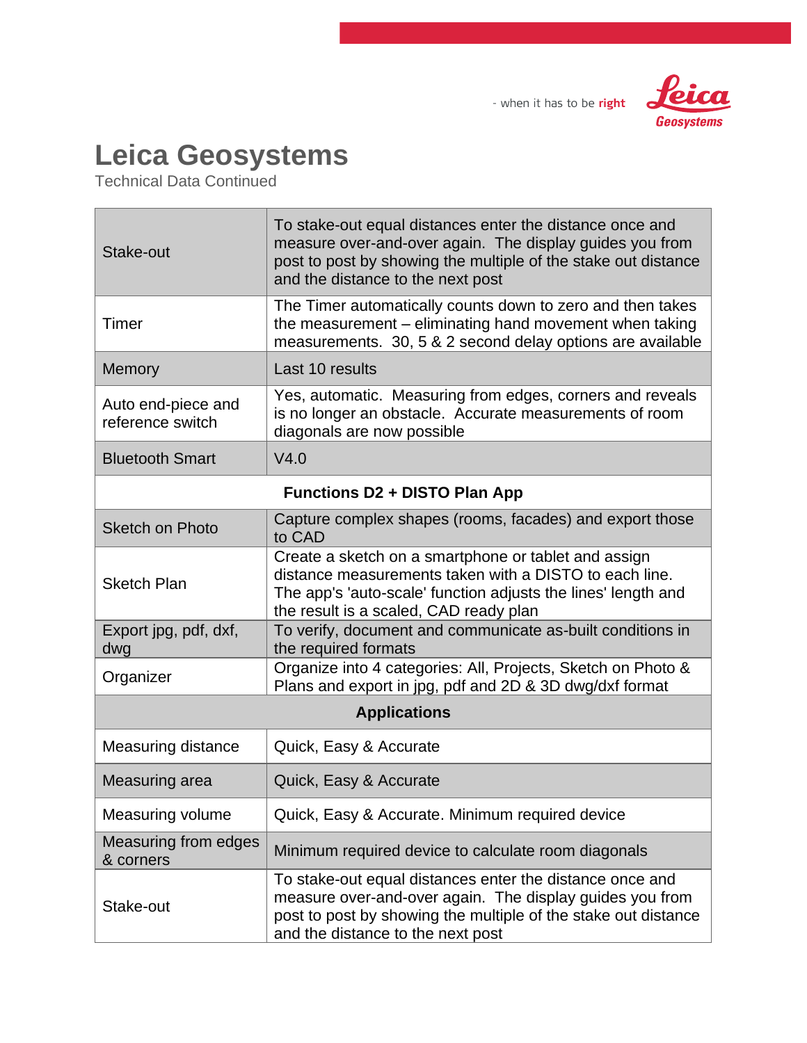# Leica Geosystems

Technical Data Continued

| | |
|---|---|
| Stake-out | To stake-out equal distances enter the distance once and measure over-and-over again. The display guides you from post to post by showing the multiple of the stake out distance and the distance to the next post |
| Timer | The Timer automatically counts down to zero and then takes the measurement – eliminating hand movement when taking measurements. 30, 5 & 2 second delay options are available |
| Memory | Last 10 results |
| Auto end-piece and reference switch | Yes, automatic. Measuring from edges, corners and reveals is no longer an obstacle. Accurate measurements of room diagonals are now possible |
| Bluetooth Smart | V4.0 |
| **Functions D2 + DISTO Plan App** | |
| Sketch on Photo | Capture complex shapes (rooms, facades) and export those to CAD |
| Sketch Plan | Create a sketch on a smartphone or tablet and assign distance measurements taken with a DISTO to each line. The app's 'auto-scale' function adjusts the lines' length and the result is a scaled, CAD ready plan |
| Export jpg, pdf, dxf, dwg | To verify, document and communicate as-built conditions in the required formats |
| Organizer | Organize into 4 categories: All, Projects, Sketch on Photo & Plans and export in jpg, pdf and 2D & 3D dwg/dxf format |
| **Applications** | |
| Measuring distance | Quick, Easy & Accurate |
| Measuring area | Quick, Easy & Accurate |
| Measuring volume | Quick, Easy & Accurate. Minimum required device |
| Measuring from edges & corners | Minimum required device to calculate room diagonals |
| Stake-out | To stake-out equal distances enter the distance once and measure over-and-over again. The display guides you from post to post by showing the multiple of the stake out distance and the distance to the next post |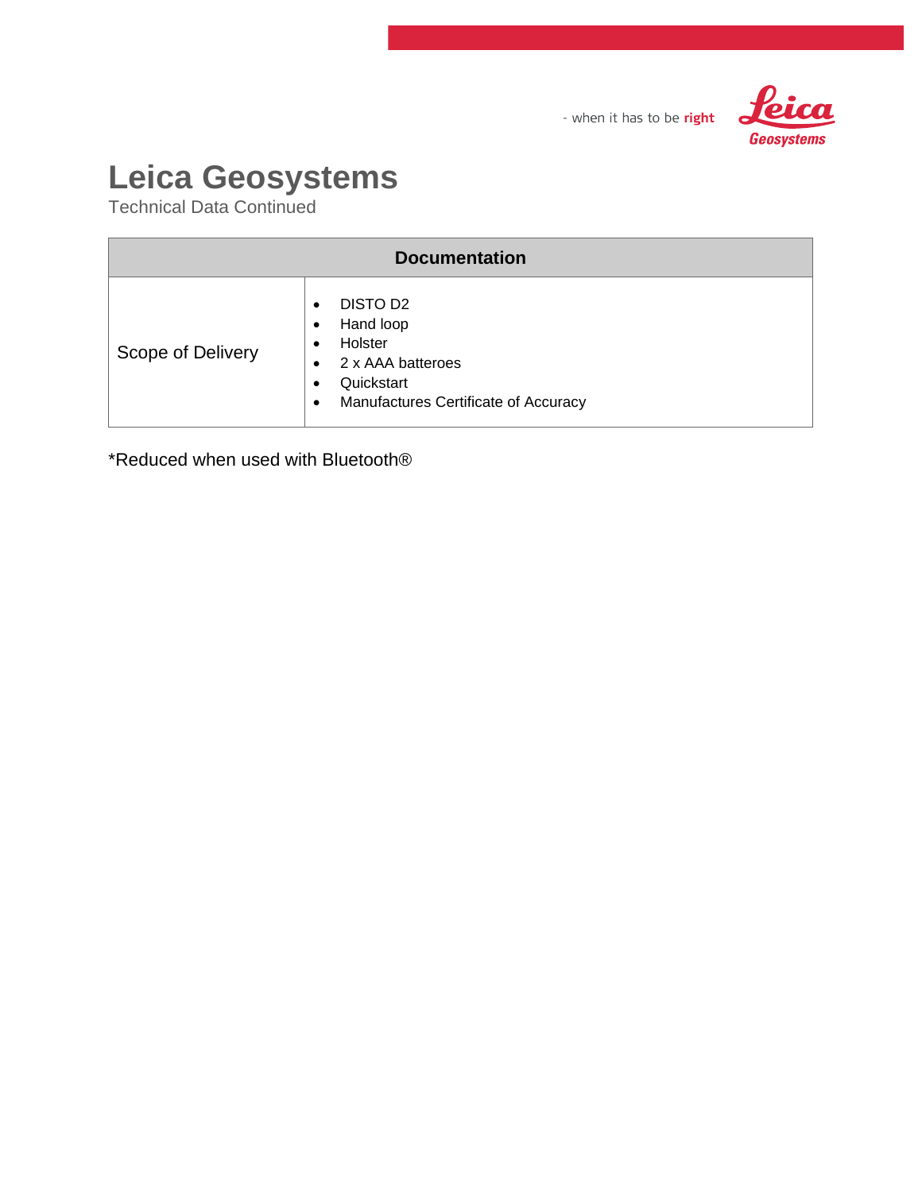- when it has to be **right**

# Leica Geosystems

Technical Data Continued

| Documentation | |
|---|---|
| Scope of Delivery | • DISTO D2<br>• Hand loop<br>• Holster<br>• 2 x AAA batteroes<br>• Quickstart<br>• Manufactures Certificate of Accuracy |

*Reduced when used with Bluetooth®